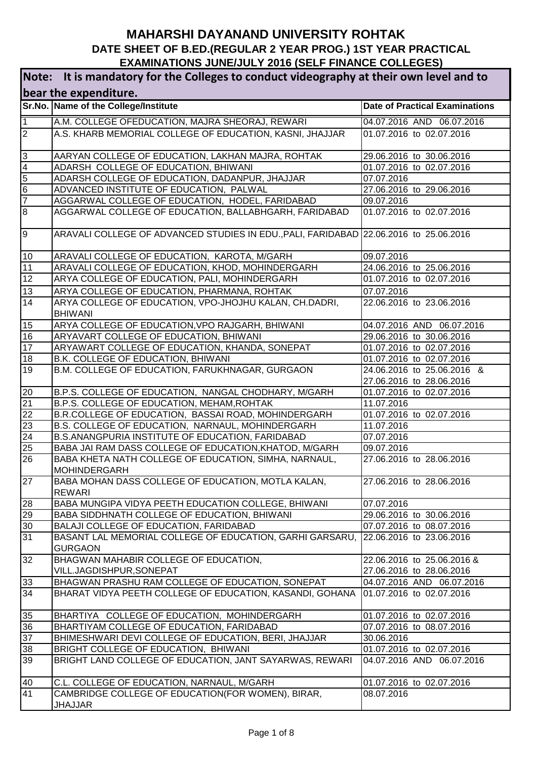# MAHARSHI DAYANAND UNIVERSITY ROHTAK

## DATE SHEET OF B.ED.(REGULAR 2 YEAR PROG.) 1ST YEAR PRACTICAL EXAMINATIONS JUNE/JULY 2016 (SELF FINANCE COLLEGES)

**Note: It is mandatory for the Colleges to conduct videography at their own level and to bear the expenditure.**

| Sr.No. | Name of the College/Institute | Date of Practical Examinations |
|---|---|---|
| 1 | A.M. COLLEGE OFEDUCATION, MAJRA SHEORAJ, REWARI | 04.07.2016 AND 06.07.2016 |
| 2 | A.S. KHARB MEMORIAL COLLEGE OF EDUCATION, KASNI, JHAJJAR | 01.07.2016 to 02.07.2016 |
| 3 | AARYAN COLLEGE OF EDUCATION, LAKHAN MAJRA, ROHTAK | 29.06.2016 to 30.06.2016 |
| 4 | ADARSH COLLEGE OF EDUCATION, BHIWANI | 01.07.2016 to 02.07.2016 |
| 5 | ADARSH COLLEGE OF EDUCATION, DADANPUR, JHAJJAR | 07.07.2016 |
| 6 | ADVANCED INSTITUTE OF EDUCATION, PALWAL | 27.06.2016 to 29.06.2016 |
| 7 | AGGARWAL COLLEGE OF EDUCATION, HODEL, FARIDABAD | 09.07.2016 |
| 8 | AGGARWAL COLLEGE OF EDUCATION, BALLABHGARH, FARIDABAD | 01.07.2016 to 02.07.2016 |
| 9 | ARAVALI COLLEGE OF ADVANCED STUDIES IN EDU.,PALI, FARIDABAD | 22.06.2016 to 25.06.2016 |
| 10 | ARAVALI COLLEGE OF EDUCATION, KAROTA, M/GARH | 09.07.2016 |
| 11 | ARAVALI COLLEGE OF EDUCATION, KHOD, MOHINDERGARH | 24.06.2016 to 25.06.2016 |
| 12 | ARYA COLLEGE OF EDUCATION, PALI, MOHINDERGARH | 01.07.2016 to 02.07.2016 |
| 13 | ARYA COLLEGE OF EDUCATION, PHARMANA, ROHTAK | 07.07.2016 |
| 14 | ARYA COLLEGE OF EDUCATION, VPO-JHOJHU KALAN, CH.DADRI, BHIWANI | 22.06.2016 to 23.06.2016 |
| 15 | ARYA COLLEGE OF EDUCATION,VPO RAJGARH, BHIWANI | 04.07.2016 AND 06.07.2016 |
| 16 | ARYAVART COLLEGE OF EDUCATION, BHIWANI | 29.06.2016 to 30.06.2016 |
| 17 | ARYAWART COLLEGE OF EDUCATION, KHANDA, SONEPAT | 01.07.2016 to 02.07.2016 |
| 18 | B.K. COLLEGE OF EDUCATION, BHIWANI | 01.07.2016 to 02.07.2016 |
| 19 | B.M. COLLEGE OF EDUCATION, FARUKHNAGAR, GURGAON | 24.06.2016 to 25.06.2016 & 27.06.2016 to 28.06.2016 |
| 20 | B.P.S. COLLEGE OF EDUCATION, NANGAL CHODHARY, M/GARH | 01.07.2016 to 02.07.2016 |
| 21 | B.P.S. COLLEGE OF EDUCATION, MEHAM,ROHTAK | 11.07.2016 |
| 22 | B.R.COLLEGE OF EDUCATION, BASSAI ROAD, MOHINDERGARH | 01.07.2016 to 02.07.2016 |
| 23 | B.S. COLLEGE OF EDUCATION, NARNAUL, MOHINDERGARH | 11.07.2016 |
| 24 | B.S.ANANGPURIA INSTITUTE OF EDUCATION, FARIDABAD | 07.07.2016 |
| 25 | BABA JAI RAM DASS COLLEGE OF EDUCATION,KHATOD, M/GARH | 09.07.2016 |
| 26 | BABA KHETA NATH COLLEGE OF EDUCATION, SIMHA, NARNAUL, MOHINDERGARH | 27.06.2016 to 28.06.2016 |
| 27 | BABA MOHAN DASS COLLEGE OF EDUCATION, MOTLA KALAN, REWARI | 27.06.2016 to 28.06.2016 |
| 28 | BABA MUNGIPA VIDYA PEETH EDUCATION COLLEGE, BHIWANI | 07.07.2016 |
| 29 | BABA SIDDHNATH COLLEGE OF EDUCATION, BHIWANI | 29.06.2016 to 30.06.2016 |
| 30 | BALAJI COLLEGE OF EDUCATION, FARIDABAD | 07.07.2016 to 08.07.2016 |
| 31 | BASANT LAL MEMORIAL COLLEGE OF EDUCATION, GARHI GARSARU, GURGAON | 22.06.2016 to 23.06.2016 |
| 32 | BHAGWAN MAHABIR COLLEGE OF EDUCATION, VILL.JAGDISHPUR,SONEPAT | 22.06.2016 to 25.06.2016 & 27.06.2016 to 28.06.2016 |
| 33 | BHAGWAN PRASHU RAM COLLEGE OF EDUCATION, SONEPAT | 04.07.2016 AND 06.07.2016 |
| 34 | BHARAT VIDYA PEETH COLLEGE OF EDUCATION, KASANDI, GOHANA | 01.07.2016 to 02.07.2016 |
| 35 | BHARTIYA COLLEGE OF EDUCATION, MOHINDERGARH | 01.07.2016 to 02.07.2016 |
| 36 | BHARTIYAM COLLEGE OF EDUCATION, FARIDABAD | 07.07.2016 to 08.07.2016 |
| 37 | BHIMESHWARI DEVI COLLEGE OF EDUCATION, BERI, JHAJJAR | 30.06.2016 |
| 38 | BRIGHT COLLEGE OF EDUCATION, BHIWANI | 01.07.2016 to 02.07.2016 |
| 39 | BRIGHT LAND COLLEGE OF EDUCATION, JANT SAYARWAS, REWARI | 04.07.2016 AND 06.07.2016 |
| 40 | C.L. COLLEGE OF EDUCATION, NARNAUL, M/GARH | 01.07.2016 to 02.07.2016 |
| 41 | CAMBRIDGE COLLEGE OF EDUCATION(FOR WOMEN), BIRAR, JHAJJAR | 08.07.2016 |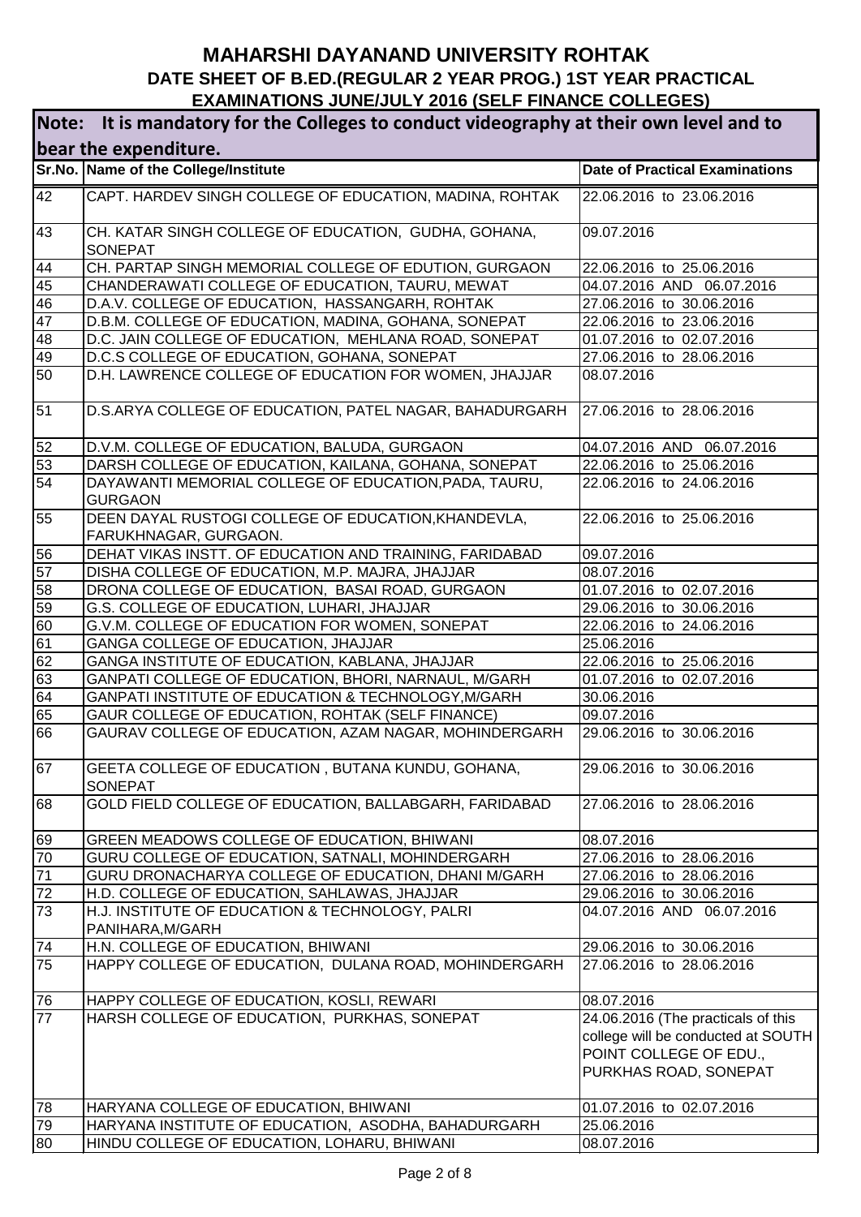# MAHARSHI DAYANAND UNIVERSITY ROHTAK

## DATE SHEET OF B.ED.(REGULAR 2 YEAR PROG.) 1ST YEAR PRACTICAL EXAMINATIONS JUNE/JULY 2016 (SELF FINANCE COLLEGES)

**Note: It is mandatory for the Colleges to conduct videography at their own level and to bear the expenditure.**

| Sr.No. | Name of the College/Institute | Date of Practical Examinations |
|---|---|---|
| 42 | CAPT. HARDEV SINGH COLLEGE OF EDUCATION, MADINA, ROHTAK | 22.06.2016 to 23.06.2016 |
| 43 | CH. KATAR SINGH COLLEGE OF EDUCATION, GUDHA, GOHANA, SONEPAT | 09.07.2016 |
| 44 | CH. PARTAP SINGH MEMORIAL COLLEGE OF EDUTION, GURGAON | 22.06.2016 to 25.06.2016 |
| 45 | CHANDERAWATI COLLEGE OF EDUCATION, TAURU, MEWAT | 04.07.2016 AND 06.07.2016 |
| 46 | D.A.V. COLLEGE OF EDUCATION, HASSANGARH, ROHTAK | 27.06.2016 to 30.06.2016 |
| 47 | D.B.M. COLLEGE OF EDUCATION, MADINA, GOHANA, SONEPAT | 22.06.2016 to 23.06.2016 |
| 48 | D.C. JAIN COLLEGE OF EDUCATION, MEHLANA ROAD, SONEPAT | 01.07.2016 to 02.07.2016 |
| 49 | D.C.S COLLEGE OF EDUCATION, GOHANA, SONEPAT | 27.06.2016 to 28.06.2016 |
| 50 | D.H. LAWRENCE COLLEGE OF EDUCATION FOR WOMEN, JHAJJAR | 08.07.2016 |
| 51 | D.S.ARYA COLLEGE OF EDUCATION, PATEL NAGAR, BAHADURGARH | 27.06.2016 to 28.06.2016 |
| 52 | D.V.M. COLLEGE OF EDUCATION, BALUDA, GURGAON | 04.07.2016 AND 06.07.2016 |
| 53 | DARSH COLLEGE OF EDUCATION, KAILANA, GOHANA, SONEPAT | 22.06.2016 to 25.06.2016 |
| 54 | DAYAWANTI MEMORIAL COLLEGE OF EDUCATION,PADA, TAURU, GURGAON | 22.06.2016 to 24.06.2016 |
| 55 | DEEN DAYAL RUSTOGI COLLEGE OF EDUCATION,KHANDEVLA, FARUKHNAGAR, GURGAON. | 22.06.2016 to 25.06.2016 |
| 56 | DEHAT VIKAS INSTT. OF EDUCATION AND TRAINING, FARIDABAD | 09.07.2016 |
| 57 | DISHA COLLEGE OF EDUCATION, M.P. MAJRA, JHAJJAR | 08.07.2016 |
| 58 | DRONA COLLEGE OF EDUCATION, BASAI ROAD, GURGAON | 01.07.2016 to 02.07.2016 |
| 59 | G.S. COLLEGE OF EDUCATION, LUHARI, JHAJJAR | 29.06.2016 to 30.06.2016 |
| 60 | G.V.M. COLLEGE OF EDUCATION FOR WOMEN, SONEPAT | 22.06.2016 to 24.06.2016 |
| 61 | GANGA COLLEGE OF EDUCATION, JHAJJAR | 25.06.2016 |
| 62 | GANGA INSTITUTE OF EDUCATION, KABLANA, JHAJJAR | 22.06.2016 to 25.06.2016 |
| 63 | GANPATI COLLEGE OF EDUCATION, BHORI, NARNAUL, M/GARH | 01.07.2016 to 02.07.2016 |
| 64 | GANPATI INSTITUTE OF EDUCATION & TECHNOLOGY,M/GARH | 30.06.2016 |
| 65 | GAUR COLLEGE OF EDUCATION, ROHTAK (SELF FINANCE) | 09.07.2016 |
| 66 | GAURAV COLLEGE OF EDUCATION, AZAM NAGAR, MOHINDERGARH | 29.06.2016 to 30.06.2016 |
| 67 | GEETA COLLEGE OF EDUCATION , BUTANA KUNDU, GOHANA, SONEPAT | 29.06.2016 to 30.06.2016 |
| 68 | GOLD FIELD COLLEGE OF EDUCATION, BALLABGARH, FARIDABAD | 27.06.2016 to 28.06.2016 |
| 69 | GREEN MEADOWS COLLEGE OF EDUCATION, BHIWANI | 08.07.2016 |
| 70 | GURU COLLEGE OF EDUCATION, SATNALI, MOHINDERGARH | 27.06.2016 to 28.06.2016 |
| 71 | GURU DRONACHARYA COLLEGE OF EDUCATION, DHANI M/GARH | 27.06.2016 to 28.06.2016 |
| 72 | H.D. COLLEGE OF EDUCATION, SAHLAWAS, JHAJJAR | 29.06.2016 to 30.06.2016 |
| 73 | H.J. INSTITUTE OF EDUCATION & TECHNOLOGY, PALRI PANIHARA,M/GARH | 04.07.2016 AND 06.07.2016 |
| 74 | H.N. COLLEGE OF EDUCATION, BHIWANI | 29.06.2016 to 30.06.2016 |
| 75 | HAPPY COLLEGE OF EDUCATION, DULANA ROAD, MOHINDERGARH | 27.06.2016 to 28.06.2016 |
| 76 | HAPPY COLLEGE OF EDUCATION, KOSLI, REWARI | 08.07.2016 |
| 77 | HARSH COLLEGE OF EDUCATION, PURKHAS, SONEPAT | 24.06.2016 (The practicals of this college will be conducted at SOUTH POINT COLLEGE OF EDU., PURKHAS ROAD, SONEPAT |
| 78 | HARYANA COLLEGE OF EDUCATION, BHIWANI | 01.07.2016 to 02.07.2016 |
| 79 | HARYANA INSTITUTE OF EDUCATION, ASODHA, BAHADURGARH | 25.06.2016 |
| 80 | HINDU COLLEGE OF EDUCATION, LOHARU, BHIWANI | 08.07.2016 |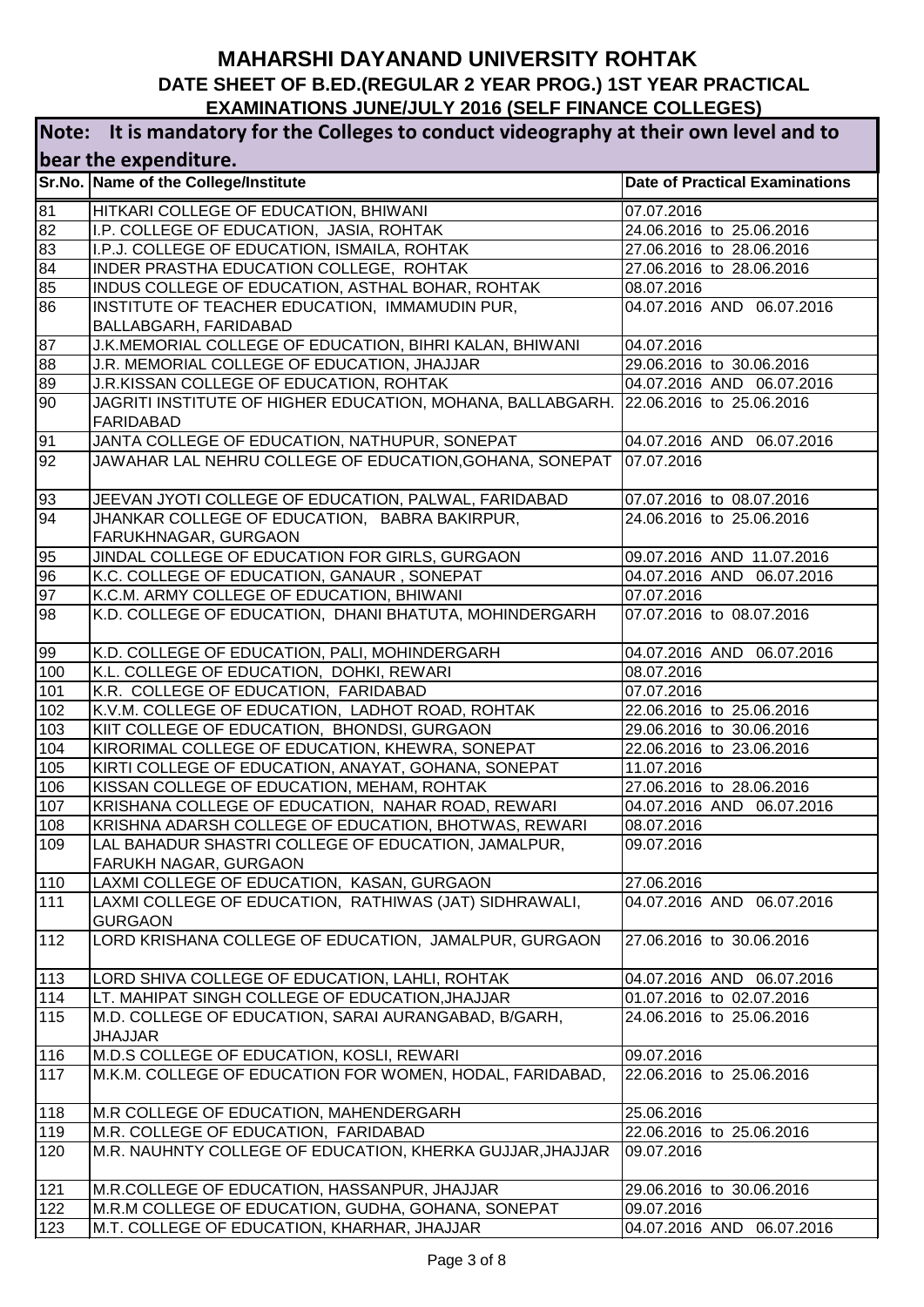# MAHARSHI DAYANAND UNIVERSITY ROHTAK

## DATE SHEET OF B.ED.(REGULAR 2 YEAR PROG.) 1ST YEAR PRACTICAL EXAMINATIONS JUNE/JULY 2016 (SELF FINANCE COLLEGES)

**Note: It is mandatory for the Colleges to conduct videography at their own level and to bear the expenditure.**

| Sr.No. | Name of the College/Institute | Date of Practical Examinations |
|---|---|---|
| 81 | HITKARI COLLEGE OF EDUCATION, BHIWANI | 07.07.2016 |
| 82 | I.P. COLLEGE OF EDUCATION, JASIA, ROHTAK | 24.06.2016 to 25.06.2016 |
| 83 | I.P.J. COLLEGE OF EDUCATION, ISMAILA, ROHTAK | 27.06.2016 to 28.06.2016 |
| 84 | INDER PRASTHA EDUCATION COLLEGE, ROHTAK | 27.06.2016 to 28.06.2016 |
| 85 | INDUS COLLEGE OF EDUCATION, ASTHAL BOHAR, ROHTAK | 08.07.2016 |
| 86 | INSTITUTE OF TEACHER EDUCATION, IMMAMUDIN PUR, BALLABGARH, FARIDABAD | 04.07.2016 AND 06.07.2016 |
| 87 | J.K.MEMORIAL COLLEGE OF EDUCATION, BIHRI KALAN, BHIWANI | 04.07.2016 |
| 88 | J.R. MEMORIAL COLLEGE OF EDUCATION, JHAJJAR | 29.06.2016 to 30.06.2016 |
| 89 | J.R.KISSAN COLLEGE OF EDUCATION, ROHTAK | 04.07.2016 AND 06.07.2016 |
| 90 | JAGRITI INSTITUTE OF HIGHER EDUCATION, MOHANA, BALLABGARH. FARIDABAD | 22.06.2016 to 25.06.2016 |
| 91 | JANTA COLLEGE OF EDUCATION, NATHUPUR, SONEPAT | 04.07.2016 AND 06.07.2016 |
| 92 | JAWAHAR LAL NEHRU COLLEGE OF EDUCATION,GOHANA, SONEPAT | 07.07.2016 |
| 93 | JEEVAN JYOTI COLLEGE OF EDUCATION, PALWAL, FARIDABAD | 07.07.2016 to 08.07.2016 |
| 94 | JHANKAR COLLEGE OF EDUCATION, BABRA BAKIRPUR, FARUKHNAGAR, GURGAON | 24.06.2016 to 25.06.2016 |
| 95 | JINDAL COLLEGE OF EDUCATION FOR GIRLS, GURGAON | 09.07.2016 AND 11.07.2016 |
| 96 | K.C. COLLEGE OF EDUCATION, GANAUR , SONEPAT | 04.07.2016 AND 06.07.2016 |
| 97 | K.C.M. ARMY COLLEGE OF EDUCATION, BHIWANI | 07.07.2016 |
| 98 | K.D. COLLEGE OF EDUCATION, DHANI BHATUTA, MOHINDERGARH | 07.07.2016 to 08.07.2016 |
| 99 | K.D. COLLEGE OF EDUCATION, PALI, MOHINDERGARH | 04.07.2016 AND 06.07.2016 |
| 100 | K.L. COLLEGE OF EDUCATION, DOHKI, REWARI | 08.07.2016 |
| 101 | K.R. COLLEGE OF EDUCATION, FARIDABAD | 07.07.2016 |
| 102 | K.V.M. COLLEGE OF EDUCATION, LADHOT ROAD, ROHTAK | 22.06.2016 to 25.06.2016 |
| 103 | KIIT COLLEGE OF EDUCATION, BHONDSI, GURGAON | 29.06.2016 to 30.06.2016 |
| 104 | KIRORIMAL COLLEGE OF EDUCATION, KHEWRA, SONEPAT | 22.06.2016 to 23.06.2016 |
| 105 | KIRTI COLLEGE OF EDUCATION, ANAYAT, GOHANA, SONEPAT | 11.07.2016 |
| 106 | KISSAN COLLEGE OF EDUCATION, MEHAM, ROHTAK | 27.06.2016 to 28.06.2016 |
| 107 | KRISHANA COLLEGE OF EDUCATION, NAHAR ROAD, REWARI | 04.07.2016 AND 06.07.2016 |
| 108 | KRISHNA ADARSH COLLEGE OF EDUCATION, BHOTWAS, REWARI | 08.07.2016 |
| 109 | LAL BAHADUR SHASTRI COLLEGE OF EDUCATION, JAMALPUR, FARUKH NAGAR, GURGAON | 09.07.2016 |
| 110 | LAXMI COLLEGE OF EDUCATION, KASAN, GURGAON | 27.06.2016 |
| 111 | LAXMI COLLEGE OF EDUCATION, RATHIWAS (JAT) SIDHRAWALI, GURGAON | 04.07.2016 AND 06.07.2016 |
| 112 | LORD KRISHANA COLLEGE OF EDUCATION, JAMALPUR, GURGAON | 27.06.2016 to 30.06.2016 |
| 113 | LORD SHIVA COLLEGE OF EDUCATION, LAHLI, ROHTAK | 04.07.2016 AND 06.07.2016 |
| 114 | LT. MAHIPAT SINGH COLLEGE OF EDUCATION,JHAJJAR | 01.07.2016 to 02.07.2016 |
| 115 | M.D. COLLEGE OF EDUCATION, SARAI AURANGABAD, B/GARH, JHAJJAR | 24.06.2016 to 25.06.2016 |
| 116 | M.D.S COLLEGE OF EDUCATION, KOSLI, REWARI | 09.07.2016 |
| 117 | M.K.M. COLLEGE OF EDUCATION FOR WOMEN, HODAL, FARIDABAD, | 22.06.2016 to 25.06.2016 |
| 118 | M.R COLLEGE OF EDUCATION, MAHENDERGARH | 25.06.2016 |
| 119 | M.R. COLLEGE OF EDUCATION, FARIDABAD | 22.06.2016 to 25.06.2016 |
| 120 | M.R. NAUHNTY COLLEGE OF EDUCATION, KHERKA GUJJAR,JHAJJAR | 09.07.2016 |
| 121 | M.R.COLLEGE OF EDUCATION, HASSANPUR, JHAJJAR | 29.06.2016 to 30.06.2016 |
| 122 | M.R.M COLLEGE OF EDUCATION, GUDHA, GOHANA, SONEPAT | 09.07.2016 |
| 123 | M.T. COLLEGE OF EDUCATION, KHARHAR, JHAJJAR | 04.07.2016 AND 06.07.2016 |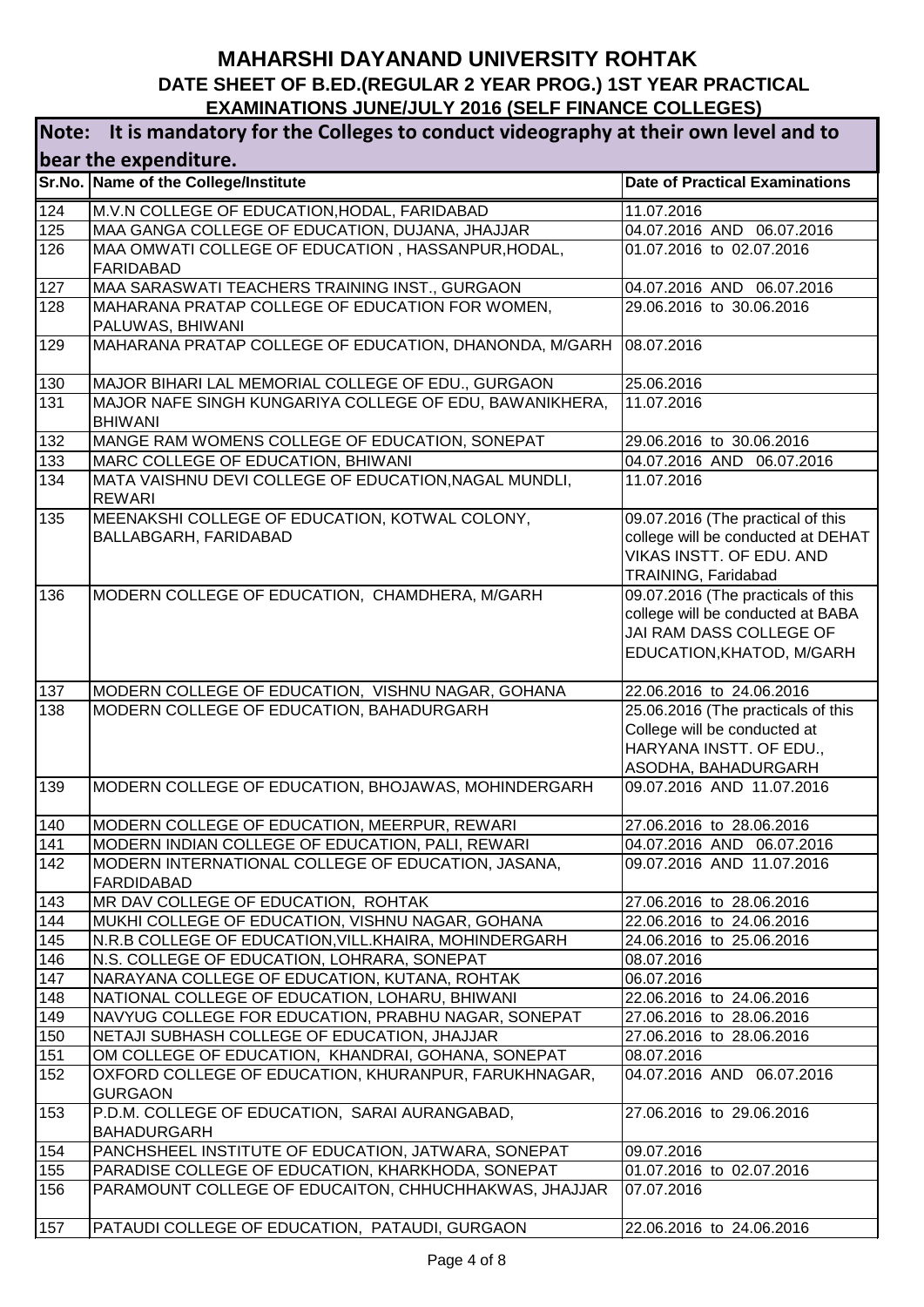# MAHARSHI DAYANAND UNIVERSITY ROHTAK

## DATE SHEET OF B.ED.(REGULAR 2 YEAR PROG.) 1ST YEAR PRACTICAL EXAMINATIONS JUNE/JULY 2016 (SELF FINANCE COLLEGES)

**Note: It is mandatory for the Colleges to conduct videography at their own level and to bear the expenditure.**

| Sr.No. | Name of the College/Institute | Date of Practical Examinations |
|---|---|---|
| 124 | M.V.N COLLEGE OF EDUCATION,HODAL, FARIDABAD | 11.07.2016 |
| 125 | MAA GANGA COLLEGE OF EDUCATION, DUJANA, JHAJJAR | 04.07.2016 AND 06.07.2016 |
| 126 | MAA OMWATI COLLEGE OF EDUCATION , HASSANPUR,HODAL, FARIDABAD | 01.07.2016 to 02.07.2016 |
| 127 | MAA SARASWATI TEACHERS TRAINING INST., GURGAON | 04.07.2016 AND 06.07.2016 |
| 128 | MAHARANA PRATAP COLLEGE OF EDUCATION FOR WOMEN, PALUWAS, BHIWANI | 29.06.2016 to 30.06.2016 |
| 129 | MAHARANA PRATAP COLLEGE OF EDUCATION, DHANONDA, M/GARH | 08.07.2016 |
| 130 | MAJOR BIHARI LAL MEMORIAL COLLEGE OF EDU., GURGAON | 25.06.2016 |
| 131 | MAJOR NAFE SINGH KUNGARIYA COLLEGE OF EDU, BAWANIKHERA, BHIWANI | 11.07.2016 |
| 132 | MANGE RAM WOMENS COLLEGE OF EDUCATION, SONEPAT | 29.06.2016 to 30.06.2016 |
| 133 | MARC COLLEGE OF EDUCATION, BHIWANI | 04.07.2016 AND 06.07.2016 |
| 134 | MATA VAISHNU DEVI COLLEGE OF EDUCATION,NAGAL MUNDLI, REWARI | 11.07.2016 |
| 135 | MEENAKSHI COLLEGE OF EDUCATION, KOTWAL COLONY, BALLABGARH, FARIDABAD | 09.07.2016 (The practical of this college will be conducted at DEHAT VIKAS INSTT. OF EDU. AND TRAINING, Faridabad |
| 136 | MODERN COLLEGE OF EDUCATION, CHAMDHERA, M/GARH | 09.07.2016 (The practicals of this college will be conducted at BABA JAI RAM DASS COLLEGE OF EDUCATION,KHATOD, M/GARH |
| 137 | MODERN COLLEGE OF EDUCATION, VISHNU NAGAR, GOHANA | 22.06.2016 to 24.06.2016 |
| 138 | MODERN COLLEGE OF EDUCATION, BAHADURGARH | 25.06.2016 (The practicals of this College will be conducted at HARYANA INSTT. OF EDU., ASODHA, BAHADURGARH |
| 139 | MODERN COLLEGE OF EDUCATION, BHOJAWAS, MOHINDERGARH | 09.07.2016 AND 11.07.2016 |
| 140 | MODERN COLLEGE OF EDUCATION, MEERPUR, REWARI | 27.06.2016 to 28.06.2016 |
| 141 | MODERN INDIAN COLLEGE OF EDUCATION, PALI, REWARI | 04.07.2016 AND 06.07.2016 |
| 142 | MODERN INTERNATIONAL COLLEGE OF EDUCATION, JASANA, FARDIDABAD | 09.07.2016 AND 11.07.2016 |
| 143 | MR DAV COLLEGE OF EDUCATION, ROHTAK | 27.06.2016 to 28.06.2016 |
| 144 | MUKHI COLLEGE OF EDUCATION, VISHNU NAGAR, GOHANA | 22.06.2016 to 24.06.2016 |
| 145 | N.R.B COLLEGE OF EDUCATION,VILL.KHAIRA, MOHINDERGARH | 24.06.2016 to 25.06.2016 |
| 146 | N.S. COLLEGE OF EDUCATION, LOHRARA, SONEPAT | 08.07.2016 |
| 147 | NARAYANA COLLEGE OF EDUCATION, KUTANA, ROHTAK | 06.07.2016 |
| 148 | NATIONAL COLLEGE OF EDUCATION, LOHARU, BHIWANI | 22.06.2016 to 24.06.2016 |
| 149 | NAVYUG COLLEGE FOR EDUCATION, PRABHU NAGAR, SONEPAT | 27.06.2016 to 28.06.2016 |
| 150 | NETAJI SUBHASH COLLEGE OF EDUCATION, JHAJJAR | 27.06.2016 to 28.06.2016 |
| 151 | OM COLLEGE OF EDUCATION, KHANDRAI, GOHANA, SONEPAT | 08.07.2016 |
| 152 | OXFORD COLLEGE OF EDUCATION, KHURANPUR, FARUKHNAGAR, GURGAON | 04.07.2016 AND 06.07.2016 |
| 153 | P.D.M. COLLEGE OF EDUCATION, SARAI AURANGABAD, BAHADURGARH | 27.06.2016 to 29.06.2016 |
| 154 | PANCHSHEEL INSTITUTE OF EDUCATION, JATWARA, SONEPAT | 09.07.2016 |
| 155 | PARADISE COLLEGE OF EDUCATION, KHARKHODA, SONEPAT | 01.07.2016 to 02.07.2016 |
| 156 | PARAMOUNT COLLEGE OF EDUCAITON, CHHUCHHAKWAS, JHAJJAR | 07.07.2016 |
| 157 | PATAUDI COLLEGE OF EDUCATION, PATAUDI, GURGAON | 22.06.2016 to 24.06.2016 |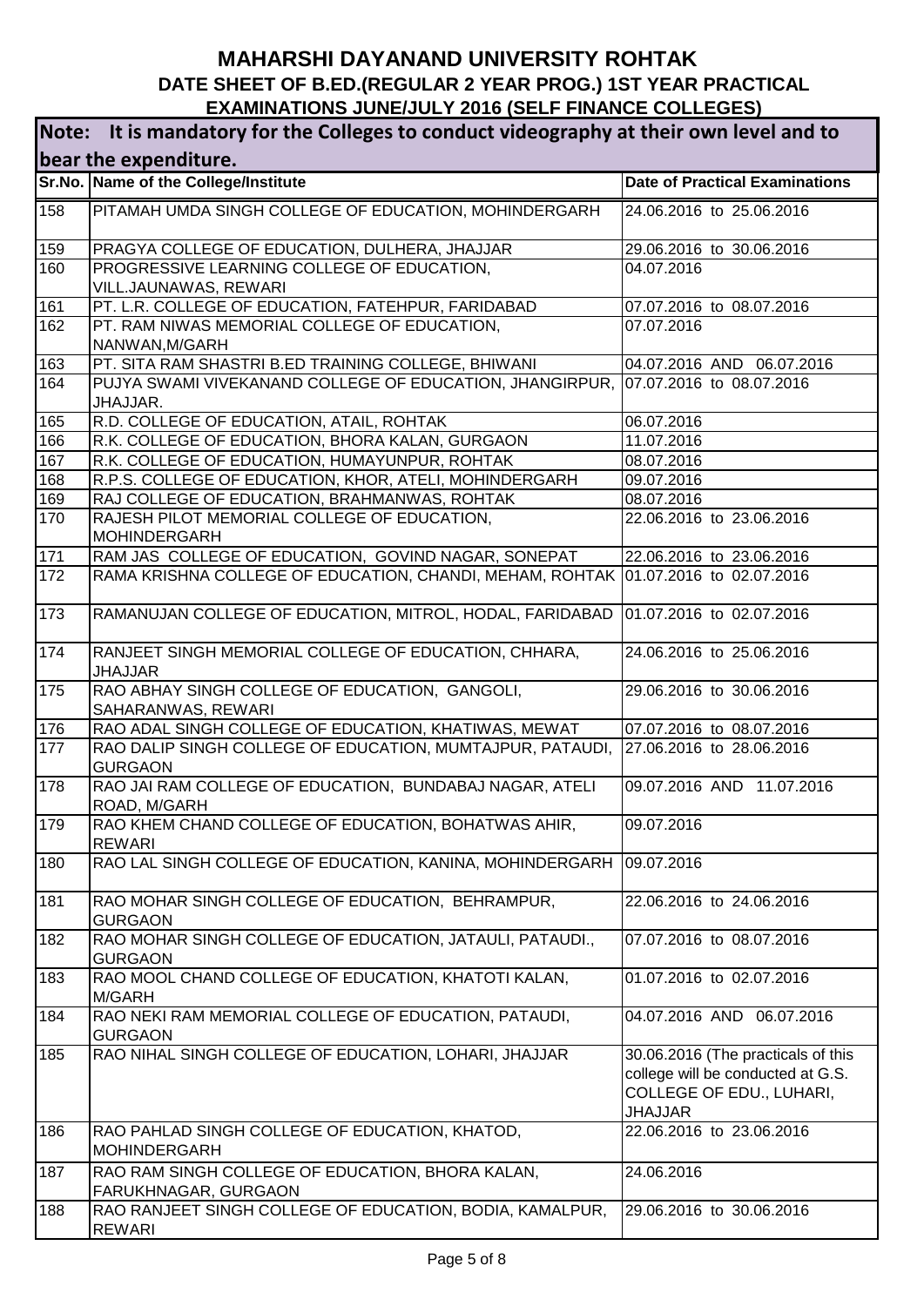# MAHARSHI DAYANAND UNIVERSITY ROHTAK

## DATE SHEET OF B.ED.(REGULAR 2 YEAR PROG.) 1ST YEAR PRACTICAL EXAMINATIONS JUNE/JULY 2016 (SELF FINANCE COLLEGES)

**Note: It is mandatory for the Colleges to conduct videography at their own level and to bear the expenditure.**

| Sr.No. | Name of the College/Institute | Date of Practical Examinations |
|---|---|---|
| 158 | PITAMAH UMDA SINGH COLLEGE OF EDUCATION, MOHINDERGARH | 24.06.2016 to 25.06.2016 |
| 159 | PRAGYA COLLEGE OF EDUCATION, DULHERA, JHAJJAR | 29.06.2016 to 30.06.2016 |
| 160 | PROGRESSIVE LEARNING COLLEGE OF EDUCATION, VILL.JAUNAWAS, REWARI | 04.07.2016 |
| 161 | PT. L.R. COLLEGE OF EDUCATION, FATEHPUR, FARIDABAD | 07.07.2016 to 08.07.2016 |
| 162 | PT. RAM NIWAS MEMORIAL COLLEGE OF EDUCATION, NANWAN,M/GARH | 07.07.2016 |
| 163 | PT. SITA RAM SHASTRI B.ED TRAINING COLLEGE, BHIWANI | 04.07.2016 AND 06.07.2016 |
| 164 | PUJYA SWAMI VIVEKANAND COLLEGE OF EDUCATION, JHANGIRPUR, JHAJJAR. | 07.07.2016 to 08.07.2016 |
| 165 | R.D. COLLEGE OF EDUCATION, ATAIL, ROHTAK | 06.07.2016 |
| 166 | R.K. COLLEGE OF EDUCATION, BHORA KALAN, GURGAON | 11.07.2016 |
| 167 | R.K. COLLEGE OF EDUCATION, HUMAYUNPUR, ROHTAK | 08.07.2016 |
| 168 | R.P.S. COLLEGE OF EDUCATION, KHOR, ATELI, MOHINDERGARH | 09.07.2016 |
| 169 | RAJ COLLEGE OF EDUCATION, BRAHMANWAS, ROHTAK | 08.07.2016 |
| 170 | RAJESH PILOT MEMORIAL COLLEGE OF EDUCATION, MOHINDERGARH | 22.06.2016 to 23.06.2016 |
| 171 | RAM JAS COLLEGE OF EDUCATION, GOVIND NAGAR, SONEPAT | 22.06.2016 to 23.06.2016 |
| 172 | RAMA KRISHNA COLLEGE OF EDUCATION, CHANDI, MEHAM, ROHTAK | 01.07.2016 to 02.07.2016 |
| 173 | RAMANUJAN COLLEGE OF EDUCATION, MITROL, HODAL, FARIDABAD | 01.07.2016 to 02.07.2016 |
| 174 | RANJEET SINGH MEMORIAL COLLEGE OF EDUCATION, CHHARA, JHAJJAR | 24.06.2016 to 25.06.2016 |
| 175 | RAO ABHAY SINGH COLLEGE OF EDUCATION, GANGOLI, SAHARANWAS, REWARI | 29.06.2016 to 30.06.2016 |
| 176 | RAO ADAL SINGH COLLEGE OF EDUCATION, KHATIWAS, MEWAT | 07.07.2016 to 08.07.2016 |
| 177 | RAO DALIP SINGH COLLEGE OF EDUCATION, MUMTAJPUR, PATAUDI, GURGAON | 27.06.2016 to 28.06.2016 |
| 178 | RAO JAI RAM COLLEGE OF EDUCATION, BUNDABAJ NAGAR, ATELI ROAD, M/GARH | 09.07.2016 AND 11.07.2016 |
| 179 | RAO KHEM CHAND COLLEGE OF EDUCATION, BOHATWAS AHIR, REWARI | 09.07.2016 |
| 180 | RAO LAL SINGH COLLEGE OF EDUCATION, KANINA, MOHINDERGARH | 09.07.2016 |
| 181 | RAO MOHAR SINGH COLLEGE OF EDUCATION, BEHRAMPUR, GURGAON | 22.06.2016 to 24.06.2016 |
| 182 | RAO MOHAR SINGH COLLEGE OF EDUCATION, JATAULI, PATAUDI., GURGAON | 07.07.2016 to 08.07.2016 |
| 183 | RAO MOOL CHAND COLLEGE OF EDUCATION, KHATOTI KALAN, M/GARH | 01.07.2016 to 02.07.2016 |
| 184 | RAO NEKI RAM MEMORIAL COLLEGE OF EDUCATION, PATAUDI, GURGAON | 04.07.2016 AND 06.07.2016 |
| 185 | RAO NIHAL SINGH COLLEGE OF EDUCATION, LOHARI, JHAJJAR | 30.06.2016 (The practicals of this college will be conducted at G.S. COLLEGE OF EDU., LUHARI, JHAJJAR |
| 186 | RAO PAHLAD SINGH COLLEGE OF EDUCATION, KHATOD, MOHINDERGARH | 22.06.2016 to 23.06.2016 |
| 187 | RAO RAM SINGH COLLEGE OF EDUCATION, BHORA KALAN, FARUKHNAGAR, GURGAON | 24.06.2016 |
| 188 | RAO RANJEET SINGH COLLEGE OF EDUCATION, BODIA, KAMALPUR, REWARI | 29.06.2016 to 30.06.2016 |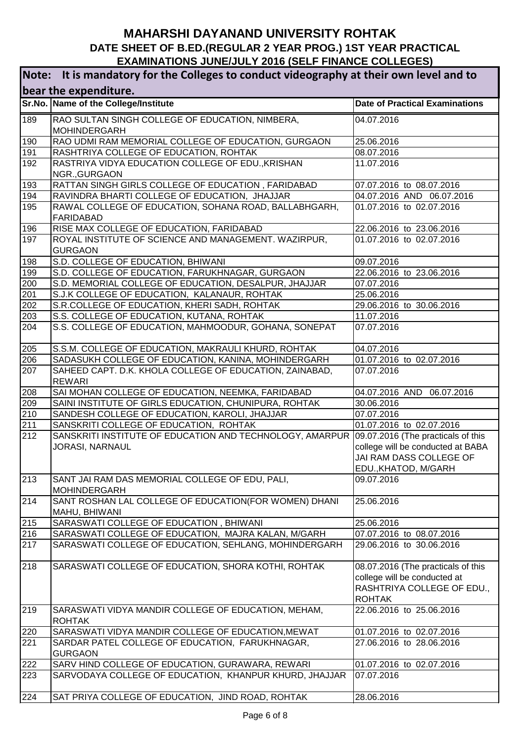# MAHARSHI DAYANAND UNIVERSITY ROHTAK

## DATE SHEET OF B.ED.(REGULAR 2 YEAR PROG.) 1ST YEAR PRACTICAL EXAMINATIONS JUNE/JULY 2016 (SELF FINANCE COLLEGES)

**Note: It is mandatory for the Colleges to conduct videography at their own level and to bear the expenditure.**

| Sr.No. | Name of the College/Institute | Date of Practical Examinations |
|---|---|---|
| 189 | RAO SULTAN SINGH COLLEGE OF EDUCATION, NIMBERA, MOHINDERGARH | 04.07.2016 |
| 190 | RAO UDMI RAM MEMORIAL COLLEGE OF EDUCATION, GURGAON | 25.06.2016 |
| 191 | RASHTRIYA COLLEGE OF EDUCATION, ROHTAK | 08.07.2016 |
| 192 | RASTRIYA VIDYA EDUCATION COLLEGE OF EDU.,KRISHAN NGR.,GURGAON | 11.07.2016 |
| 193 | RATTAN SINGH GIRLS COLLEGE OF EDUCATION , FARIDABAD | 07.07.2016 to 08.07.2016 |
| 194 | RAVINDRA BHARTI COLLEGE OF EDUCATION, JHAJJAR | 04.07.2016 AND 06.07.2016 |
| 195 | RAWAL COLLEGE OF EDUCATION, SOHANA ROAD, BALLABHGARH, FARIDABAD | 01.07.2016 to 02.07.2016 |
| 196 | RISE MAX COLLEGE OF EDUCATION, FARIDABAD | 22.06.2016 to 23.06.2016 |
| 197 | ROYAL INSTITUTE OF SCIENCE AND MANAGEMENT. WAZIRPUR, GURGAON | 01.07.2016 to 02.07.2016 |
| 198 | S.D. COLLEGE OF EDUCATION, BHIWANI | 09.07.2016 |
| 199 | S.D. COLLEGE OF EDUCATION, FARUKHNAGAR, GURGAON | 22.06.2016 to 23.06.2016 |
| 200 | S.D. MEMORIAL COLLEGE OF EDUCATION, DESALPUR, JHAJJAR | 07.07.2016 |
| 201 | S.J.K COLLEGE OF EDUCATION, KALANAUR, ROHTAK | 25.06.2016 |
| 202 | S.R.COLLEGE OF EDUCATION, KHERI SADH, ROHTAK | 29.06.2016 to 30.06.2016 |
| 203 | S.S. COLLEGE OF EDUCATION, KUTANA, ROHTAK | 11.07.2016 |
| 204 | S.S. COLLEGE OF EDUCATION, MAHMOODUR, GOHANA, SONEPAT | 07.07.2016 |
| 205 | S.S.M. COLLEGE OF EDUCATION, MAKRAULI KHURD, ROHTAK | 04.07.2016 |
| 206 | SADASUKH COLLEGE OF EDUCATION, KANINA, MOHINDERGARH | 01.07.2016 to 02.07.2016 |
| 207 | SAHEED CAPT. D.K. KHOLA COLLEGE OF EDUCATION, ZAINABAD, REWARI | 07.07.2016 |
| 208 | SAI MOHAN COLLEGE OF EDUCATION, NEEMKA, FARIDABAD | 04.07.2016 AND 06.07.2016 |
| 209 | SAINI INSTITUTE OF GIRLS EDUCATION, CHUNIPURA, ROHTAK | 30.06.2016 |
| 210 | SANDESH COLLEGE OF EDUCATION, KAROLI, JHAJJAR | 07.07.2016 |
| 211 | SANSKRITI COLLEGE OF EDUCATION, ROHTAK | 01.07.2016 to 02.07.2016 |
| 212 | SANSKRITI INSTITUTE OF EDUCATION AND TECHNOLOGY, AMARPUR JORASI, NARNAUL | 09.07.2016 (The practicals of this college will be conducted at BABA JAI RAM DASS COLLEGE OF EDU.,KHATOD, M/GARH |
| 213 | SANT JAI RAM DAS MEMORIAL COLLEGE OF EDU, PALI, MOHINDERGARH | 09.07.2016 |
| 214 | SANT ROSHAN LAL COLLEGE OF EDUCATION(FOR WOMEN) DHANI MAHU, BHIWANI | 25.06.2016 |
| 215 | SARASWATI COLLEGE OF EDUCATION , BHIWANI | 25.06.2016 |
| 216 | SARASWATI COLLEGE OF EDUCATION, MAJRA KALAN, M/GARH | 07.07.2016 to 08.07.2016 |
| 217 | SARASWATI COLLEGE OF EDUCATION, SEHLANG, MOHINDERGARH | 29.06.2016 to 30.06.2016 |
| 218 | SARASWATI COLLEGE OF EDUCATION, SHORA KOTHI, ROHTAK | 08.07.2016 (The practicals of this college will be conducted at RASHTRIYA COLLEGE OF EDU., ROHTAK |
| 219 | SARASWATI VIDYA MANDIR COLLEGE OF EDUCATION, MEHAM, ROHTAK | 22.06.2016 to 25.06.2016 |
| 220 | SARASWATI VIDYA MANDIR COLLEGE OF EDUCATION,MEWAT | 01.07.2016 to 02.07.2016 |
| 221 | SARDAR PATEL COLLEGE OF EDUCATION, FARUKHNAGAR, GURGAON | 27.06.2016 to 28.06.2016 |
| 222 | SARV HIND COLLEGE OF EDUCATION, GURAWARA, REWARI | 01.07.2016 to 02.07.2016 |
| 223 | SARVODAYA COLLEGE OF EDUCATION, KHANPUR KHURD, JHAJJAR | 07.07.2016 |
| 224 | SAT PRIYA COLLEGE OF EDUCATION, JIND ROAD, ROHTAK | 28.06.2016 |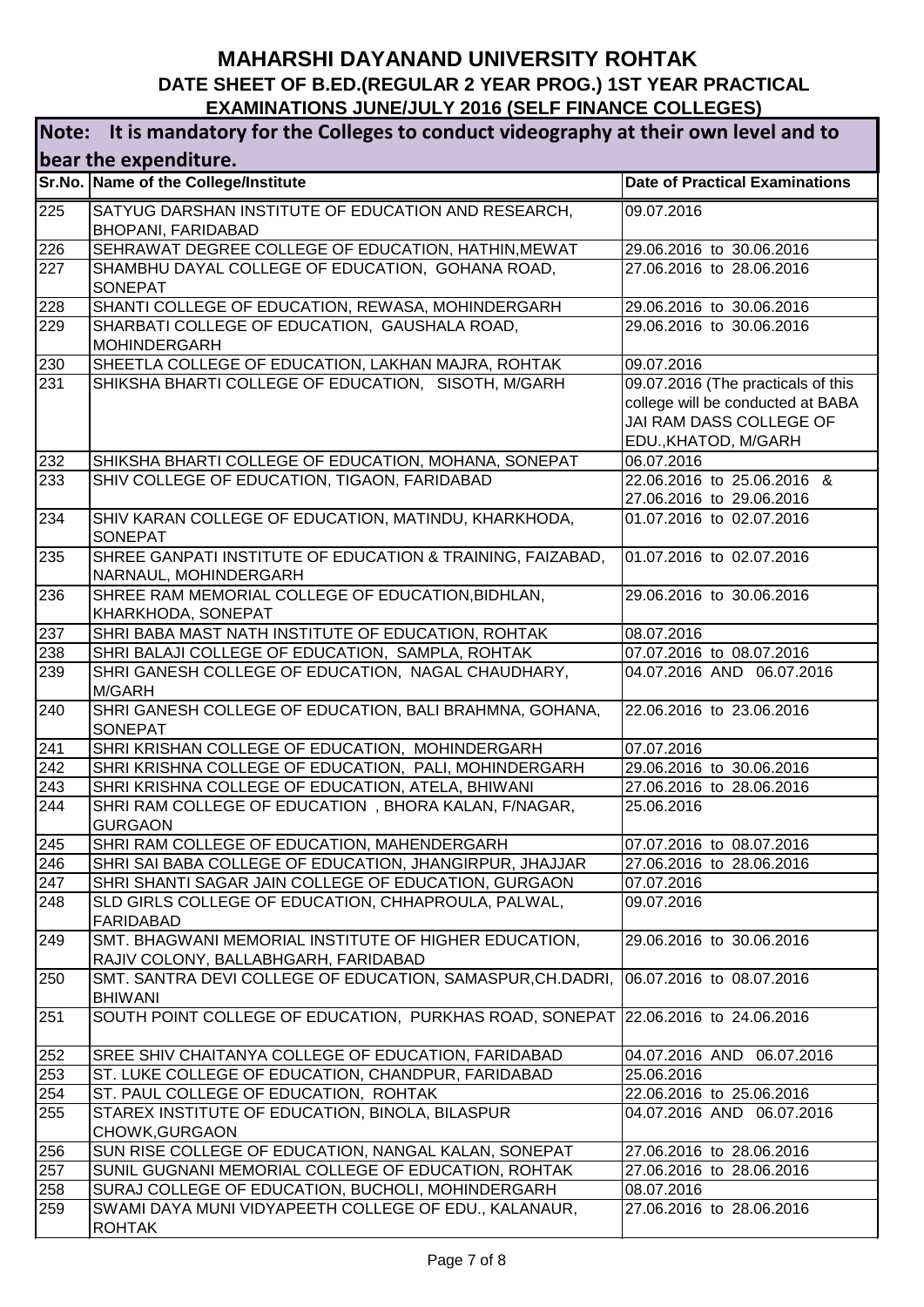# MAHARSHI DAYANAND UNIVERSITY ROHTAK

## DATE SHEET OF B.ED.(REGULAR 2 YEAR PROG.) 1ST YEAR PRACTICAL EXAMINATIONS JUNE/JULY 2016 (SELF FINANCE COLLEGES)

**Note: It is mandatory for the Colleges to conduct videography at their own level and to bear the expenditure.**

| Sr.No. | Name of the College/Institute | Date of Practical Examinations |
|---|---|---|
| 225 | SATYUG DARSHAN INSTITUTE OF EDUCATION AND RESEARCH, BHOPANI, FARIDABAD | 09.07.2016 |
| 226 | SEHRAWAT DEGREE COLLEGE OF EDUCATION, HATHIN,MEWAT | 29.06.2016 to 30.06.2016 |
| 227 | SHAMBHU DAYAL COLLEGE OF EDUCATION, GOHANA ROAD, SONEPAT | 27.06.2016 to 28.06.2016 |
| 228 | SHANTI COLLEGE OF EDUCATION, REWASA, MOHINDERGARH | 29.06.2016 to 30.06.2016 |
| 229 | SHARBATI COLLEGE OF EDUCATION, GAUSHALA ROAD, MOHINDERGARH | 29.06.2016 to 30.06.2016 |
| 230 | SHEETLA COLLEGE OF EDUCATION, LAKHAN MAJRA, ROHTAK | 09.07.2016 |
| 231 | SHIKSHA BHARTI COLLEGE OF EDUCATION, SISOTH, M/GARH | 09.07.2016 (The practicals of this college will be conducted at BABA JAI RAM DASS COLLEGE OF EDU.,KHATOD, M/GARH |
| 232 | SHIKSHA BHARTI COLLEGE OF EDUCATION, MOHANA, SONEPAT | 06.07.2016 |
| 233 | SHIV COLLEGE OF EDUCATION, TIGAON, FARIDABAD | 22.06.2016 to 25.06.2016 & 27.06.2016 to 29.06.2016 |
| 234 | SHIV KARAN COLLEGE OF EDUCATION, MATINDU, KHARKHODA, SONEPAT | 01.07.2016 to 02.07.2016 |
| 235 | SHREE GANPATI INSTITUTE OF EDUCATION & TRAINING, FAIZABAD, NARNAUL, MOHINDERGARH | 01.07.2016 to 02.07.2016 |
| 236 | SHREE RAM MEMORIAL COLLEGE OF EDUCATION,BIDHLAN, KHARKHODA, SONEPAT | 29.06.2016 to 30.06.2016 |
| 237 | SHRI BABA MAST NATH INSTITUTE OF EDUCATION, ROHTAK | 08.07.2016 |
| 238 | SHRI BALAJI COLLEGE OF EDUCATION, SAMPLA, ROHTAK | 07.07.2016 to 08.07.2016 |
| 239 | SHRI GANESH COLLEGE OF EDUCATION, NAGAL CHAUDHARY, M/GARH | 04.07.2016 AND 06.07.2016 |
| 240 | SHRI GANESH COLLEGE OF EDUCATION, BALI BRAHMNA, GOHANA, SONEPAT | 22.06.2016 to 23.06.2016 |
| 241 | SHRI KRISHAN COLLEGE OF EDUCATION, MOHINDERGARH | 07.07.2016 |
| 242 | SHRI KRISHNA COLLEGE OF EDUCATION, PALI, MOHINDERGARH | 29.06.2016 to 30.06.2016 |
| 243 | SHRI KRISHNA COLLEGE OF EDUCATION, ATELA, BHIWANI | 27.06.2016 to 28.06.2016 |
| 244 | SHRI RAM COLLEGE OF EDUCATION , BHORA KALAN, F/NAGAR, GURGAON | 25.06.2016 |
| 245 | SHRI RAM COLLEGE OF EDUCATION, MAHENDERGARH | 07.07.2016 to 08.07.2016 |
| 246 | SHRI SAI BABA COLLEGE OF EDUCATION, JHANGIRPUR, JHAJJAR | 27.06.2016 to 28.06.2016 |
| 247 | SHRI SHANTI SAGAR JAIN COLLEGE OF EDUCATION, GURGAON | 07.07.2016 |
| 248 | SLD GIRLS COLLEGE OF EDUCATION, CHHAPROULA, PALWAL, FARIDABAD | 09.07.2016 |
| 249 | SMT. BHAGWANI MEMORIAL INSTITUTE OF HIGHER EDUCATION, RAJIV COLONY, BALLABHGARH, FARIDABAD | 29.06.2016 to 30.06.2016 |
| 250 | SMT. SANTRA DEVI COLLEGE OF EDUCATION, SAMASPUR,CH.DADRI, BHIWANI | 06.07.2016 to 08.07.2016 |
| 251 | SOUTH POINT COLLEGE OF EDUCATION, PURKHAS ROAD, SONEPAT | 22.06.2016 to 24.06.2016 |
| 252 | SREE SHIV CHAITANYA COLLEGE OF EDUCATION, FARIDABAD | 04.07.2016 AND 06.07.2016 |
| 253 | ST. LUKE COLLEGE OF EDUCATION, CHANDPUR, FARIDABAD | 25.06.2016 |
| 254 | ST. PAUL COLLEGE OF EDUCATION, ROHTAK | 22.06.2016 to 25.06.2016 |
| 255 | STAREX INSTITUTE OF EDUCATION, BINOLA, BILASPUR CHOWK,GURGAON | 04.07.2016 AND 06.07.2016 |
| 256 | SUN RISE COLLEGE OF EDUCATION, NANGAL KALAN, SONEPAT | 27.06.2016 to 28.06.2016 |
| 257 | SUNIL GUGNANI MEMORIAL COLLEGE OF EDUCATION, ROHTAK | 27.06.2016 to 28.06.2016 |
| 258 | SURAJ COLLEGE OF EDUCATION, BUCHOLI, MOHINDERGARH | 08.07.2016 |
| 259 | SWAMI DAYA MUNI VIDYAPEETH COLLEGE OF EDU., KALANAUR, ROHTAK | 27.06.2016 to 28.06.2016 |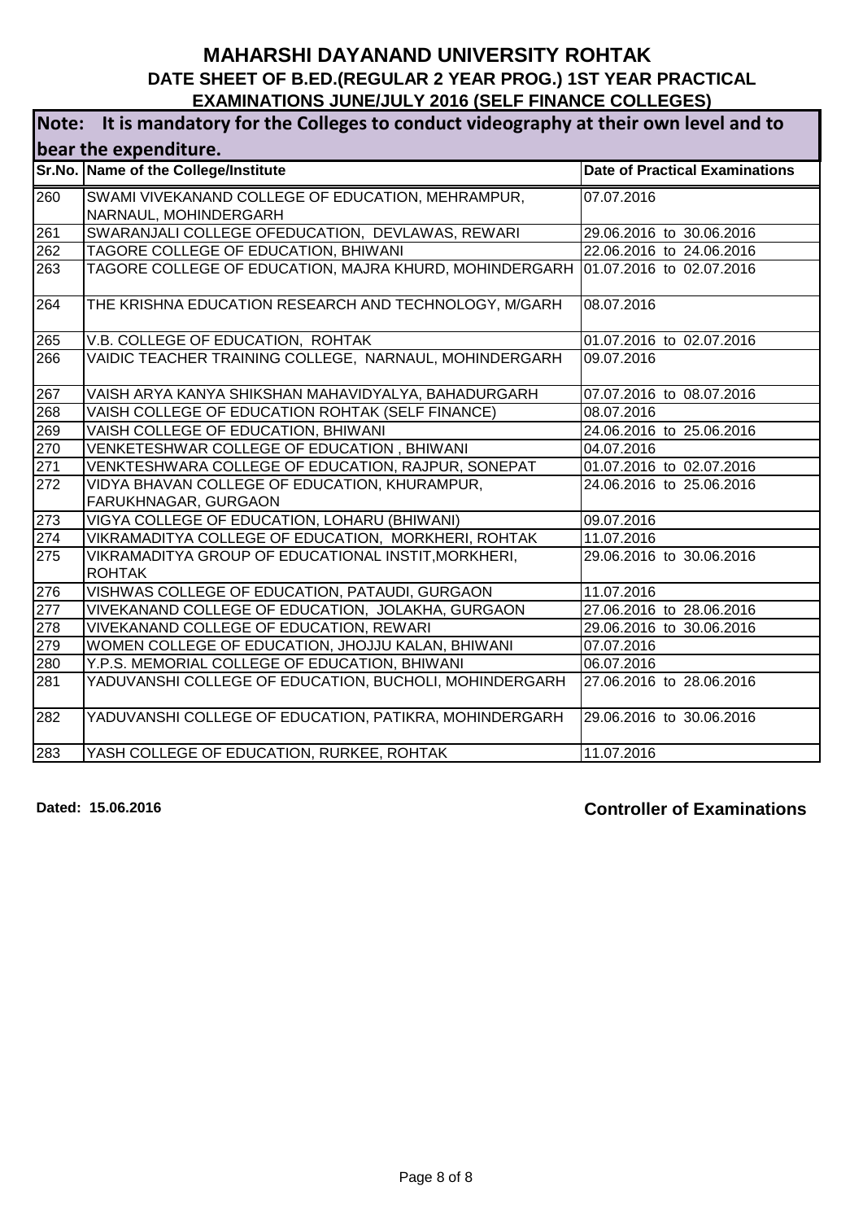# MAHARSHI DAYANAND UNIVERSITY ROHTAK

## DATE SHEET OF B.ED.(REGULAR 2 YEAR PROG.) 1ST YEAR PRACTICAL EXAMINATIONS JUNE/JULY 2016 (SELF FINANCE COLLEGES)

**Note: It is mandatory for the Colleges to conduct videography at their own level and to bear the expenditure.**

| Sr.No. | Name of the College/Institute | Date of Practical Examinations |
|---|---|---|
| 260 | SWAMI VIVEKANAND COLLEGE OF EDUCATION, MEHRAMPUR, NARNAUL, MOHINDERGARH | 07.07.2016 |
| 261 | SWARANJALI COLLEGE OFEDUCATION, DEVLAWAS, REWARI | 29.06.2016 to 30.06.2016 |
| 262 | TAGORE COLLEGE OF EDUCATION, BHIWANI | 22.06.2016 to 24.06.2016 |
| 263 | TAGORE COLLEGE OF EDUCATION, MAJRA KHURD, MOHINDERGARH | 01.07.2016 to 02.07.2016 |
| 264 | THE KRISHNA EDUCATION RESEARCH AND TECHNOLOGY, M/GARH | 08.07.2016 |
| 265 | V.B. COLLEGE OF EDUCATION, ROHTAK | 01.07.2016 to 02.07.2016 |
| 266 | VAIDIC TEACHER TRAINING COLLEGE, NARNAUL, MOHINDERGARH | 09.07.2016 |
| 267 | VAISH ARYA KANYA SHIKSHAN MAHAVIDYALYA, BAHADURGARH | 07.07.2016 to 08.07.2016 |
| 268 | VAISH COLLEGE OF EDUCATION ROHTAK (SELF FINANCE) | 08.07.2016 |
| 269 | VAISH COLLEGE OF EDUCATION, BHIWANI | 24.06.2016 to 25.06.2016 |
| 270 | VENKETESHWAR COLLEGE OF EDUCATION , BHIWANI | 04.07.2016 |
| 271 | VENKTESHWARA COLLEGE OF EDUCATION, RAJPUR, SONEPAT | 01.07.2016 to 02.07.2016 |
| 272 | VIDYA BHAVAN COLLEGE OF EDUCATION, KHURAMPUR, FARUKHNAGAR, GURGAON | 24.06.2016 to 25.06.2016 |
| 273 | VIGYA COLLEGE OF EDUCATION, LOHARU (BHIWANI) | 09.07.2016 |
| 274 | VIKRAMADITYA COLLEGE OF EDUCATION, MORKHERI, ROHTAK | 11.07.2016 |
| 275 | VIKRAMADITYA GROUP OF EDUCATIONAL INSTIT,MORKHERI, ROHTAK | 29.06.2016 to 30.06.2016 |
| 276 | VISHWAS COLLEGE OF EDUCATION, PATAUDI, GURGAON | 11.07.2016 |
| 277 | VIVEKANAND COLLEGE OF EDUCATION, JOLAKHA, GURGAON | 27.06.2016 to 28.06.2016 |
| 278 | VIVEKANAND COLLEGE OF EDUCATION, REWARI | 29.06.2016 to 30.06.2016 |
| 279 | WOMEN COLLEGE OF EDUCATION, JHOJJU KALAN, BHIWANI | 07.07.2016 |
| 280 | Y.P.S. MEMORIAL COLLEGE OF EDUCATION, BHIWANI | 06.07.2016 |
| 281 | YADUVANSHI COLLEGE OF EDUCATION, BUCHOLI, MOHINDERGARH | 27.06.2016 to 28.06.2016 |
| 282 | YADUVANSHI COLLEGE OF EDUCATION, PATIKRA, MOHINDERGARH | 29.06.2016 to 30.06.2016 |
| 283 | YASH COLLEGE OF EDUCATION, RURKEE, ROHTAK | 11.07.2016 |

**Dated: 15.06.2016**

**Controller of Examinations**